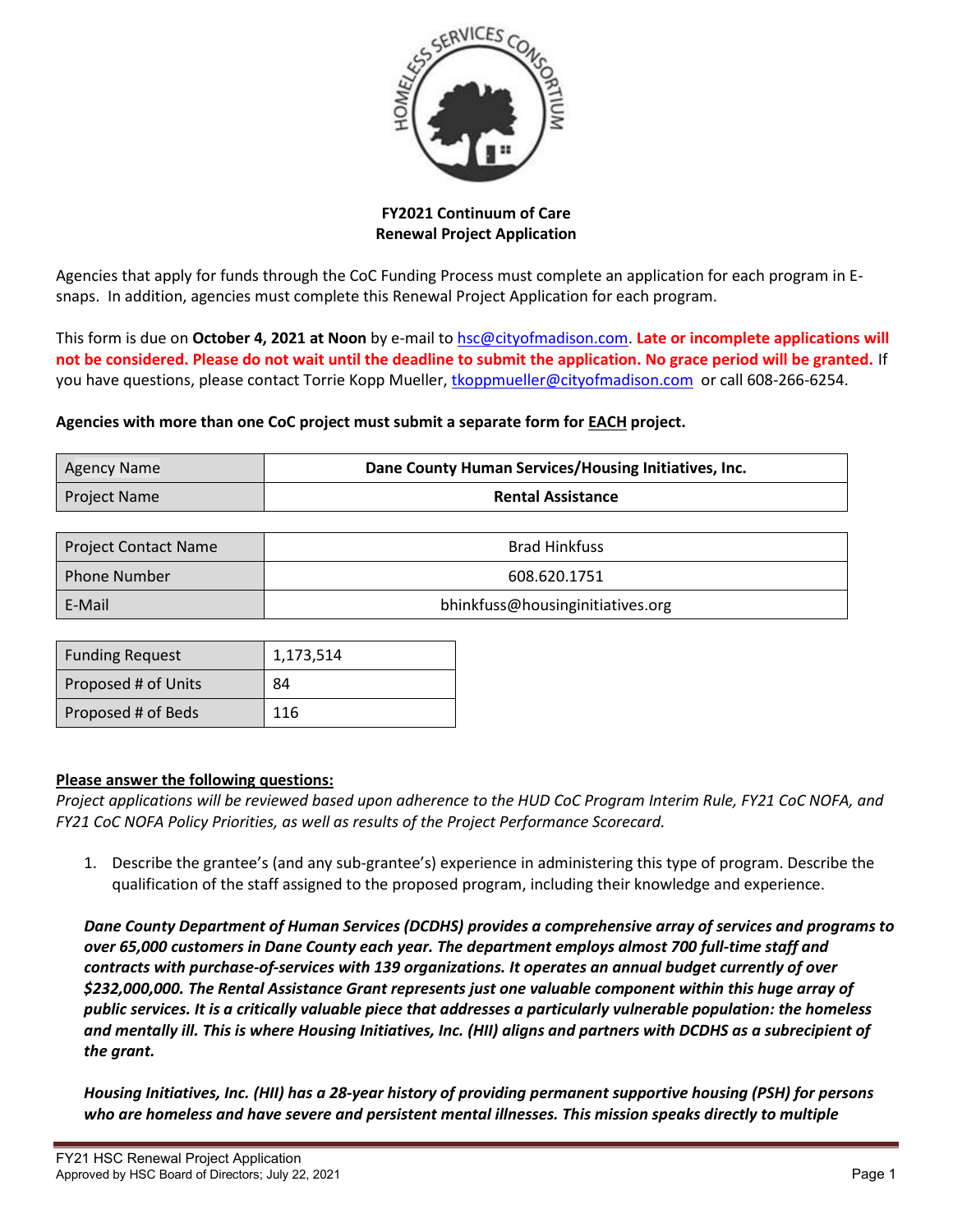**FY2021 Continuum of Care**
**Renewal Project Application**

Agencies that apply for funds through the CoC Funding Process must complete an application for each program in E-snaps. In addition, agencies must complete this Renewal Project Application for each program.

This form is due on **October 4, 2021 at Noon** by e-mail to hsc@cityofmadison.com. **Late or incomplete applications will not be considered. Please do not wait until the deadline to submit the application. No grace period will be granted.** If you have questions, please contact Torrie Kopp Mueller, tkoppmueller@cityofmadison.com or call 608-266-6254.

**Agencies with more than one CoC project must submit a separate form for EACH project.**

| | |
|---|---|
| Agency Name | **Dane County Human Services/Housing Initiatives, Inc.** |
| Project Name | **Rental Assistance** |

| | |
|---|---|
| Project Contact Name | Brad Hinkfuss |
| Phone Number | 608.620.1751 |
| E-Mail | bhinkfuss@housinginitiatives.org |

| | |
|---|---|
| Funding Request | 1,173,514 |
| Proposed # of Units | 84 |
| Proposed # of Beds | 116 |

**Please answer the following questions:**

*Project applications will be reviewed based upon adherence to the HUD CoC Program Interim Rule, FY21 CoC NOFA, and FY21 CoC NOFA Policy Priorities, as well as results of the Project Performance Scorecard.*

1. Describe the grantee's (and any sub-grantee's) experience in administering this type of program. Describe the qualification of the staff assigned to the proposed program, including their knowledge and experience.

***Dane County Department of Human Services (DCDHS) provides a comprehensive array of services and programs to over 65,000 customers in Dane County each year. The department employs almost 700 full-time staff and contracts with purchase-of-services with 139 organizations. It operates an annual budget currently of over $232,000,000. The Rental Assistance Grant represents just one valuable component within this huge array of public services. It is a critically valuable piece that addresses a particularly vulnerable population: the homeless and mentally ill. This is where Housing Initiatives, Inc. (HII) aligns and partners with DCDHS as a subrecipient of the grant.***

***Housing Initiatives, Inc. (HII) has a 28-year history of providing permanent supportive housing (PSH) for persons who are homeless and have severe and persistent mental illnesses. This mission speaks directly to multiple***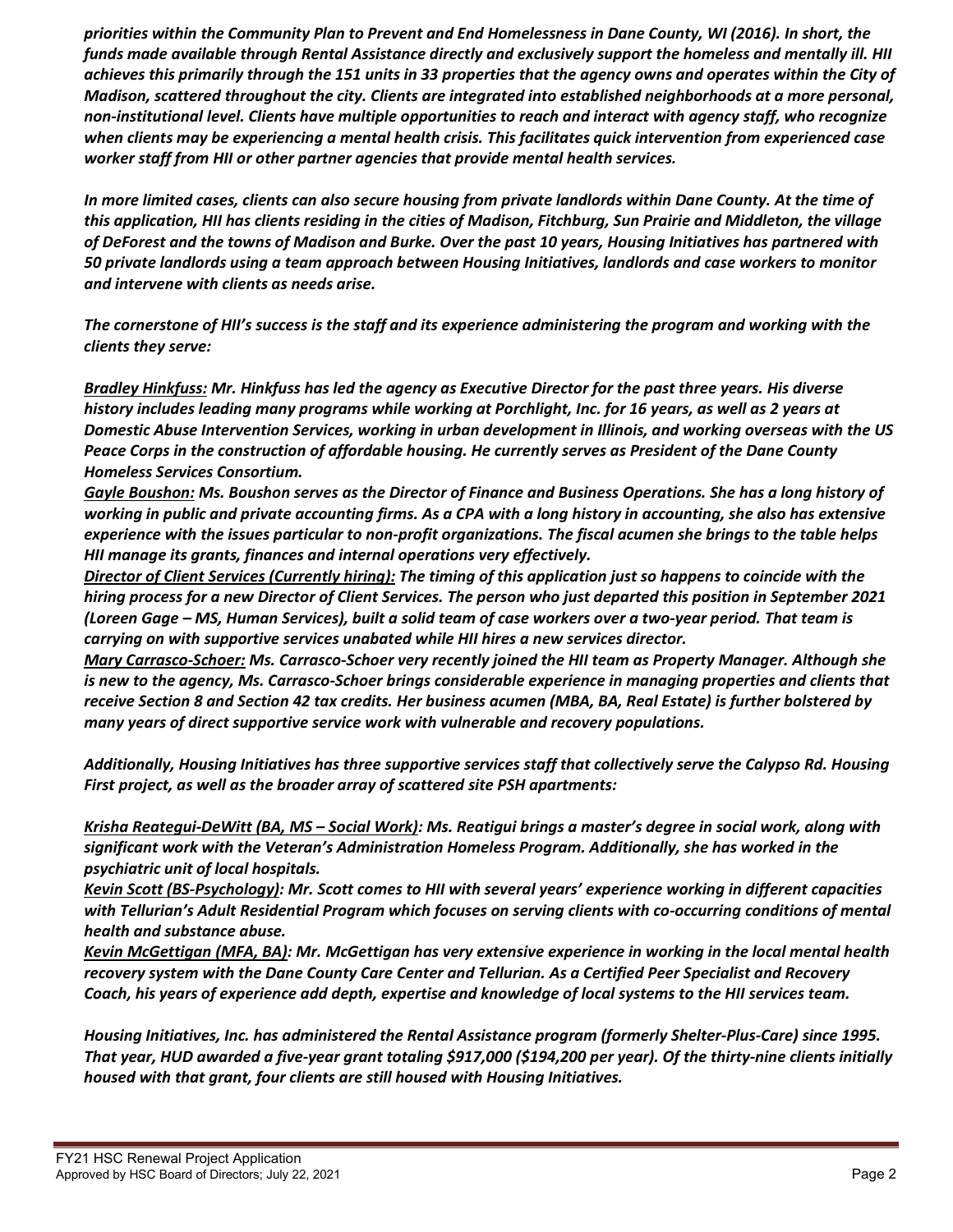*priorities within the Community Plan to Prevent and End Homelessness in Dane County, WI (2016). In short, the funds made available through Rental Assistance directly and exclusively support the homeless and mentally ill. HII achieves this primarily through the 151 units in 33 properties that the agency owns and operates within the City of Madison, scattered throughout the city. Clients are integrated into established neighborhoods at a more personal, non-institutional level. Clients have multiple opportunities to reach and interact with agency staff, who recognize when clients may be experiencing a mental health crisis. This facilitates quick intervention from experienced case worker staff from HII or other partner agencies that provide mental health services.*

*In more limited cases, clients can also secure housing from private landlords within Dane County. At the time of this application, HII has clients residing in the cities of Madison, Fitchburg, Sun Prairie and Middleton, the village of DeForest and the towns of Madison and Burke. Over the past 10 years, Housing Initiatives has partnered with 50 private landlords using a team approach between Housing Initiatives, landlords and case workers to monitor and intervene with clients as needs arise.*

*The cornerstone of HII's success is the staff and its experience administering the program and working with the clients they serve:*

*Bradley Hinkfuss: Mr. Hinkfuss has led the agency as Executive Director for the past three years. His diverse history includes leading many programs while working at Porchlight, Inc. for 16 years, as well as 2 years at Domestic Abuse Intervention Services, working in urban development in Illinois, and working overseas with the US Peace Corps in the construction of affordable housing. He currently serves as President of the Dane County Homeless Services Consortium.*

*Gayle Boushon: Ms. Boushon serves as the Director of Finance and Business Operations. She has a long history of working in public and private accounting firms. As a CPA with a long history in accounting, she also has extensive experience with the issues particular to non-profit organizations. The fiscal acumen she brings to the table helps HII manage its grants, finances and internal operations very effectively.*

*Director of Client Services (Currently hiring): The timing of this application just so happens to coincide with the hiring process for a new Director of Client Services. The person who just departed this position in September 2021 (Loreen Gage – MS, Human Services), built a solid team of case workers over a two-year period. That team is carrying on with supportive services unabated while HII hires a new services director.*

*Mary Carrasco-Schoer: Ms. Carrasco-Schoer very recently joined the HII team as Property Manager. Although she is new to the agency, Ms. Carrasco-Schoer brings considerable experience in managing properties and clients that receive Section 8 and Section 42 tax credits. Her business acumen (MBA, BA, Real Estate) is further bolstered by many years of direct supportive service work with vulnerable and recovery populations.*

*Additionally, Housing Initiatives has three supportive services staff that collectively serve the Calypso Rd. Housing First project, as well as the broader array of scattered site PSH apartments:*

*Krisha Reategui-DeWitt (BA, MS – Social Work): Ms. Reatigui brings a master's degree in social work, along with significant work with the Veteran's Administration Homeless Program. Additionally, she has worked in the psychiatric unit of local hospitals.*

*Kevin Scott (BS-Psychology): Mr. Scott comes to HII with several years' experience working in different capacities with Tellurian's Adult Residential Program which focuses on serving clients with co-occurring conditions of mental health and substance abuse.*

*Kevin McGettigan (MFA, BA): Mr. McGettigan has very extensive experience in working in the local mental health recovery system with the Dane County Care Center and Tellurian. As a Certified Peer Specialist and Recovery Coach, his years of experience add depth, expertise and knowledge of local systems to the HII services team.*

*Housing Initiatives, Inc. has administered the Rental Assistance program (formerly Shelter-Plus-Care) since 1995. That year, HUD awarded a five-year grant totaling $917,000 ($194,200 per year). Of the thirty-nine clients initially housed with that grant, four clients are still housed with Housing Initiatives.*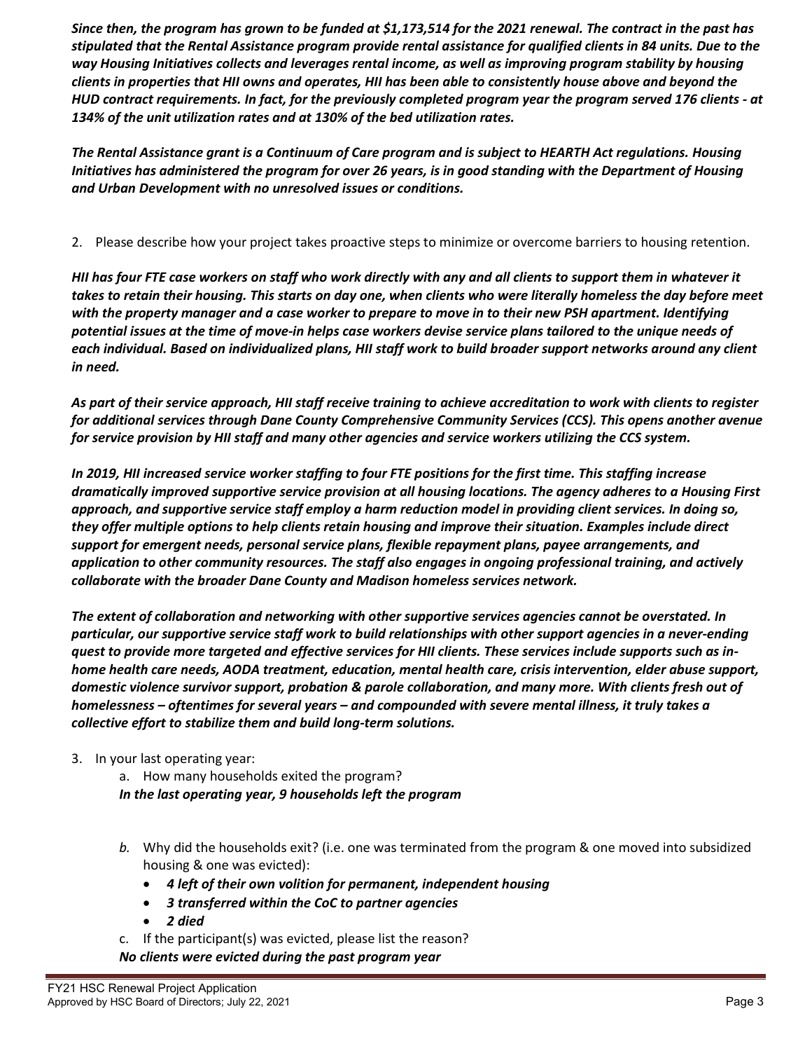***Since then, the program has grown to be funded at $1,173,514 for the 2021 renewal. The contract in the past has stipulated that the Rental Assistance program provide rental assistance for qualified clients in 84 units. Due to the way Housing Initiatives collects and leverages rental income, as well as improving program stability by housing clients in properties that HII owns and operates, HII has been able to consistently house above and beyond the HUD contract requirements. In fact, for the previously completed program year the program served 176 clients - at 134% of the unit utilization rates and at 130% of the bed utilization rates.***

***The Rental Assistance grant is a Continuum of Care program and is subject to HEARTH Act regulations. Housing Initiatives has administered the program for over 26 years, is in good standing with the Department of Housing and Urban Development with no unresolved issues or conditions.***

2. Please describe how your project takes proactive steps to minimize or overcome barriers to housing retention.

***HII has four FTE case workers on staff who work directly with any and all clients to support them in whatever it takes to retain their housing. This starts on day one, when clients who were literally homeless the day before meet with the property manager and a case worker to prepare to move in to their new PSH apartment. Identifying potential issues at the time of move-in helps case workers devise service plans tailored to the unique needs of each individual. Based on individualized plans, HII staff work to build broader support networks around any client in need.***

***As part of their service approach, HII staff receive training to achieve accreditation to work with clients to register for additional services through Dane County Comprehensive Community Services (CCS). This opens another avenue for service provision by HII staff and many other agencies and service workers utilizing the CCS system.***

***In 2019, HII increased service worker staffing to four FTE positions for the first time. This staffing increase dramatically improved supportive service provision at all housing locations. The agency adheres to a Housing First approach, and supportive service staff employ a harm reduction model in providing client services. In doing so, they offer multiple options to help clients retain housing and improve their situation. Examples include direct support for emergent needs, personal service plans, flexible repayment plans, payee arrangements, and application to other community resources. The staff also engages in ongoing professional training, and actively collaborate with the broader Dane County and Madison homeless services network.***

***The extent of collaboration and networking with other supportive services agencies cannot be overstated. In particular, our supportive service staff work to build relationships with other support agencies in a never-ending quest to provide more targeted and effective services for HII clients. These services include supports such as in-home health care needs, AODA treatment, education, mental health care, crisis intervention, elder abuse support, domestic violence survivor support, probation & parole collaboration, and many more. With clients fresh out of homelessness – oftentimes for several years – and compounded with severe mental illness, it truly takes a collective effort to stabilize them and build long-term solutions.***

3. In your last operating year:
   a. How many households exited the program?
   ***In the last operating year, 9 households left the program***

   *b.* Why did the households exit? (i.e. one was terminated from the program & one moved into subsidized housing & one was evicted):
   - ***4 left of their own volition for permanent, independent housing***
   - ***3 transferred within the CoC to partner agencies***
   - ***2 died***

   c. If the participant(s) was evicted, please list the reason?
   ***No clients were evicted during the past program year***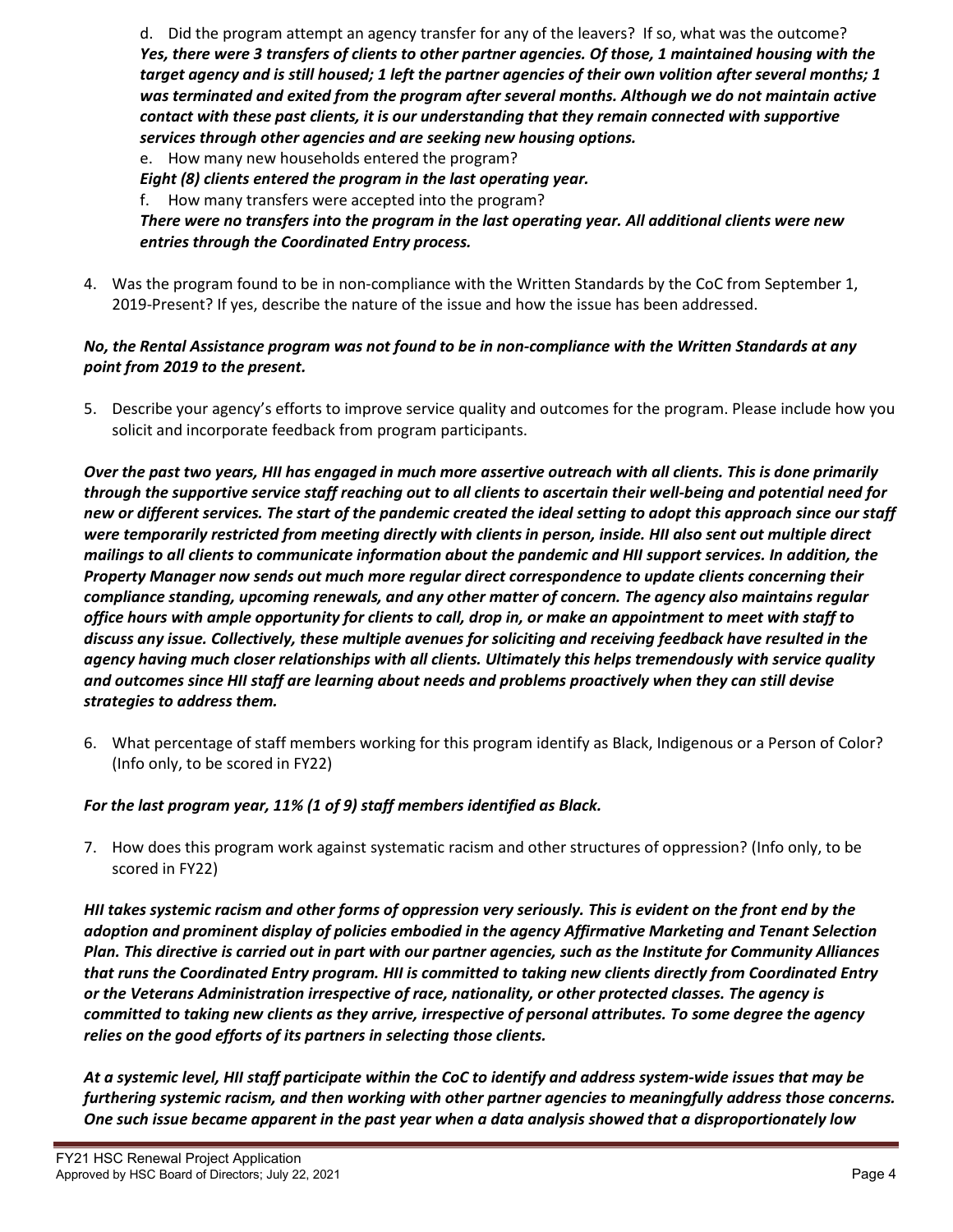d. Did the program attempt an agency transfer for any of the leavers? If so, what was the outcome?
***Yes, there were 3 transfers of clients to other partner agencies. Of those, 1 maintained housing with the target agency and is still housed; 1 left the partner agencies of their own volition after several months; 1 was terminated and exited from the program after several months. Although we do not maintain active contact with these past clients, it is our understanding that they remain connected with supportive services through other agencies and are seeking new housing options.***

e. How many new households entered the program?
***Eight (8) clients entered the program in the last operating year.***

f. How many transfers were accepted into the program?
***There were no transfers into the program in the last operating year. All additional clients were new entries through the Coordinated Entry process.***

4. Was the program found to be in non-compliance with the Written Standards by the CoC from September 1, 2019-Present? If yes, describe the nature of the issue and how the issue has been addressed.

***No, the Rental Assistance program was not found to be in non-compliance with the Written Standards at any point from 2019 to the present.***

5. Describe your agency's efforts to improve service quality and outcomes for the program. Please include how you solicit and incorporate feedback from program participants.

***Over the past two years, HII has engaged in much more assertive outreach with all clients. This is done primarily through the supportive service staff reaching out to all clients to ascertain their well-being and potential need for new or different services. The start of the pandemic created the ideal setting to adopt this approach since our staff were temporarily restricted from meeting directly with clients in person, inside. HII also sent out multiple direct mailings to all clients to communicate information about the pandemic and HII support services. In addition, the Property Manager now sends out much more regular direct correspondence to update clients concerning their compliance standing, upcoming renewals, and any other matter of concern. The agency also maintains regular office hours with ample opportunity for clients to call, drop in, or make an appointment to meet with staff to discuss any issue. Collectively, these multiple avenues for soliciting and receiving feedback have resulted in the agency having much closer relationships with all clients. Ultimately this helps tremendously with service quality and outcomes since HII staff are learning about needs and problems proactively when they can still devise strategies to address them.***

6. What percentage of staff members working for this program identify as Black, Indigenous or a Person of Color? (Info only, to be scored in FY22)

***For the last program year, 11% (1 of 9) staff members identified as Black.***

7. How does this program work against systematic racism and other structures of oppression? (Info only, to be scored in FY22)

***HII takes systemic racism and other forms of oppression very seriously. This is evident on the front end by the adoption and prominent display of policies embodied in the agency Affirmative Marketing and Tenant Selection Plan. This directive is carried out in part with our partner agencies, such as the Institute for Community Alliances that runs the Coordinated Entry program. HII is committed to taking new clients directly from Coordinated Entry or the Veterans Administration irrespective of race, nationality, or other protected classes. The agency is committed to taking new clients as they arrive, irrespective of personal attributes. To some degree the agency relies on the good efforts of its partners in selecting those clients.***

***At a systemic level, HII staff participate within the CoC to identify and address system-wide issues that may be furthering systemic racism, and then working with other partner agencies to meaningfully address those concerns. One such issue became apparent in the past year when a data analysis showed that a disproportionately low***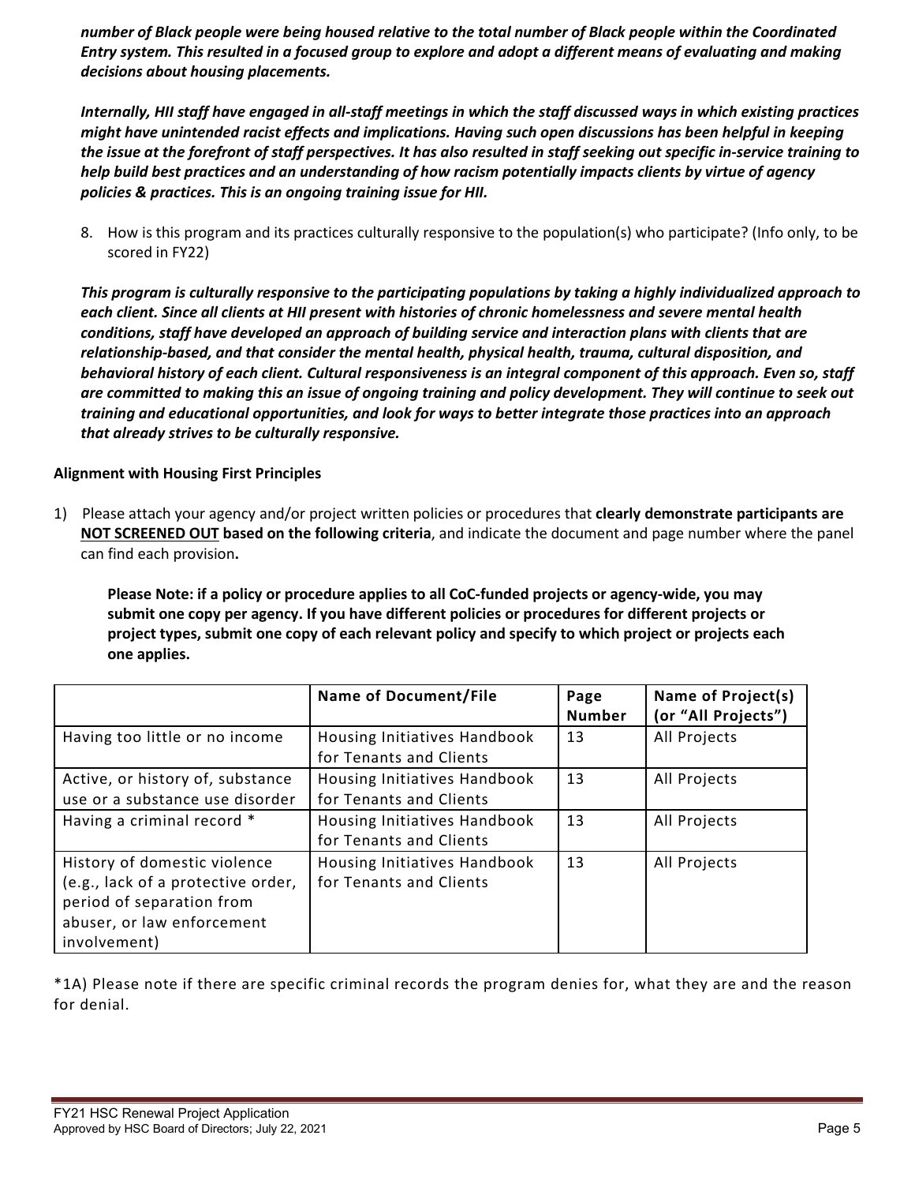***number of Black people were being housed relative to the total number of Black people within the Coordinated Entry system. This resulted in a focused group to explore and adopt a different means of evaluating and making decisions about housing placements.***

***Internally, HII staff have engaged in all-staff meetings in which the staff discussed ways in which existing practices might have unintended racist effects and implications. Having such open discussions has been helpful in keeping the issue at the forefront of staff perspectives. It has also resulted in staff seeking out specific in-service training to help build best practices and an understanding of how racism potentially impacts clients by virtue of agency policies & practices. This is an ongoing training issue for HII.***

8. How is this program and its practices culturally responsive to the population(s) who participate? (Info only, to be scored in FY22)

***This program is culturally responsive to the participating populations by taking a highly individualized approach to each client. Since all clients at HII present with histories of chronic homelessness and severe mental health conditions, staff have developed an approach of building service and interaction plans with clients that are relationship-based, and that consider the mental health, physical health, trauma, cultural disposition, and behavioral history of each client. Cultural responsiveness is an integral component of this approach. Even so, staff are committed to making this an issue of ongoing training and policy development. They will continue to seek out training and educational opportunities, and look for ways to better integrate those practices into an approach that already strives to be culturally responsive.***

**Alignment with Housing First Principles**

1) Please attach your agency and/or project written policies or procedures that **clearly demonstrate participants are <u>NOT SCREENED OUT</u> based on the following criteria**, and indicate the document and page number where the panel can find each provision**.**

   **Please Note: if a policy or procedure applies to all CoC-funded projects or agency-wide, you may submit one copy per agency. If you have different policies or procedures for different projects or project types, submit one copy of each relevant policy and specify to which project or projects each one applies.**

| | Name of Document/File | Page Number | Name of Project(s) (or "All Projects") |
|---|---|---|---|
| Having too little or no income | Housing Initiatives Handbook for Tenants and Clients | 13 | All Projects |
| Active, or history of, substance use or a substance use disorder | Housing Initiatives Handbook for Tenants and Clients | 13 | All Projects |
| Having a criminal record * | Housing Initiatives Handbook for Tenants and Clients | 13 | All Projects |
| History of domestic violence (e.g., lack of a protective order, period of separation from abuser, or law enforcement involvement) | Housing Initiatives Handbook for Tenants and Clients | 13 | All Projects |

*1A) Please note if there are specific criminal records the program denies for, what they are and the reason for denial.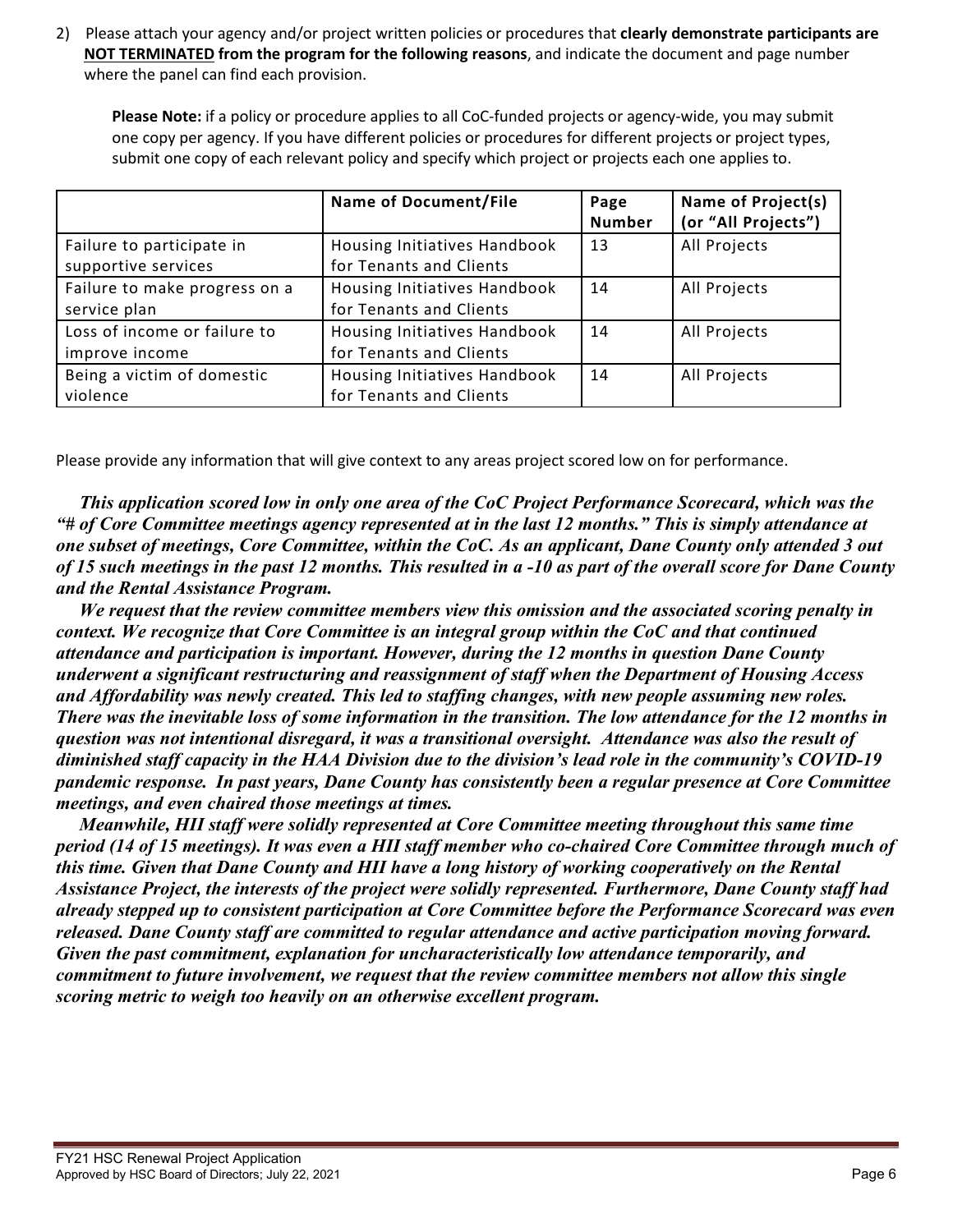2) Please attach your agency and/or project written policies or procedures that **clearly demonstrate participants are <u>NOT TERMINATED</u> from the program for the following reasons**, and indicate the document and page number where the panel can find each provision.

> **Please Note:** if a policy or procedure applies to all CoC-funded projects or agency-wide, you may submit one copy per agency. If you have different policies or procedures for different projects or project types, submit one copy of each relevant policy and specify which project or projects each one applies to.

| | **Name of Document/File** | **Page Number** | **Name of Project(s) (or "All Projects")** |
|---|---|---|---|
| Failure to participate in supportive services | Housing Initiatives Handbook for Tenants and Clients | 13 | All Projects |
| Failure to make progress on a service plan | Housing Initiatives Handbook for Tenants and Clients | 14 | All Projects |
| Loss of income or failure to improve income | Housing Initiatives Handbook for Tenants and Clients | 14 | All Projects |
| Being a victim of domestic violence | Housing Initiatives Handbook for Tenants and Clients | 14 | All Projects |

Please provide any information that will give context to any areas project scored low on for performance.

***This application scored low in only one area of the CoC Project Performance Scorecard, which was the "# of Core Committee meetings agency represented at in the last 12 months." This is simply attendance at one subset of meetings, Core Committee, within the CoC. As an applicant, Dane County only attended 3 out of 15 such meetings in the past 12 months. This resulted in a -10 as part of the overall score for Dane County and the Rental Assistance Program.***

***We request that the review committee members view this omission and the associated scoring penalty in context. We recognize that Core Committee is an integral group within the CoC and that continued attendance and participation is important. However, during the 12 months in question Dane County underwent a significant restructuring and reassignment of staff when the Department of Housing Access and Affordability was newly created. This led to staffing changes, with new people assuming new roles. There was the inevitable loss of some information in the transition. The low attendance for the 12 months in question was not intentional disregard, it was a transitional oversight. Attendance was also the result of diminished staff capacity in the HAA Division due to the division's lead role in the community's COVID-19 pandemic response. In past years, Dane County has consistently been a regular presence at Core Committee meetings, and even chaired those meetings at times.***

***Meanwhile, HII staff were solidly represented at Core Committee meeting throughout this same time period (14 of 15 meetings). It was even a HII staff member who co-chaired Core Committee through much of this time. Given that Dane County and HII have a long history of working cooperatively on the Rental Assistance Project, the interests of the project were solidly represented. Furthermore, Dane County staff had already stepped up to consistent participation at Core Committee before the Performance Scorecard was even released. Dane County staff are committed to regular attendance and active participation moving forward. Given the past commitment, explanation for uncharacteristically low attendance temporarily, and commitment to future involvement, we request that the review committee members not allow this single scoring metric to weigh too heavily on an otherwise excellent program.***